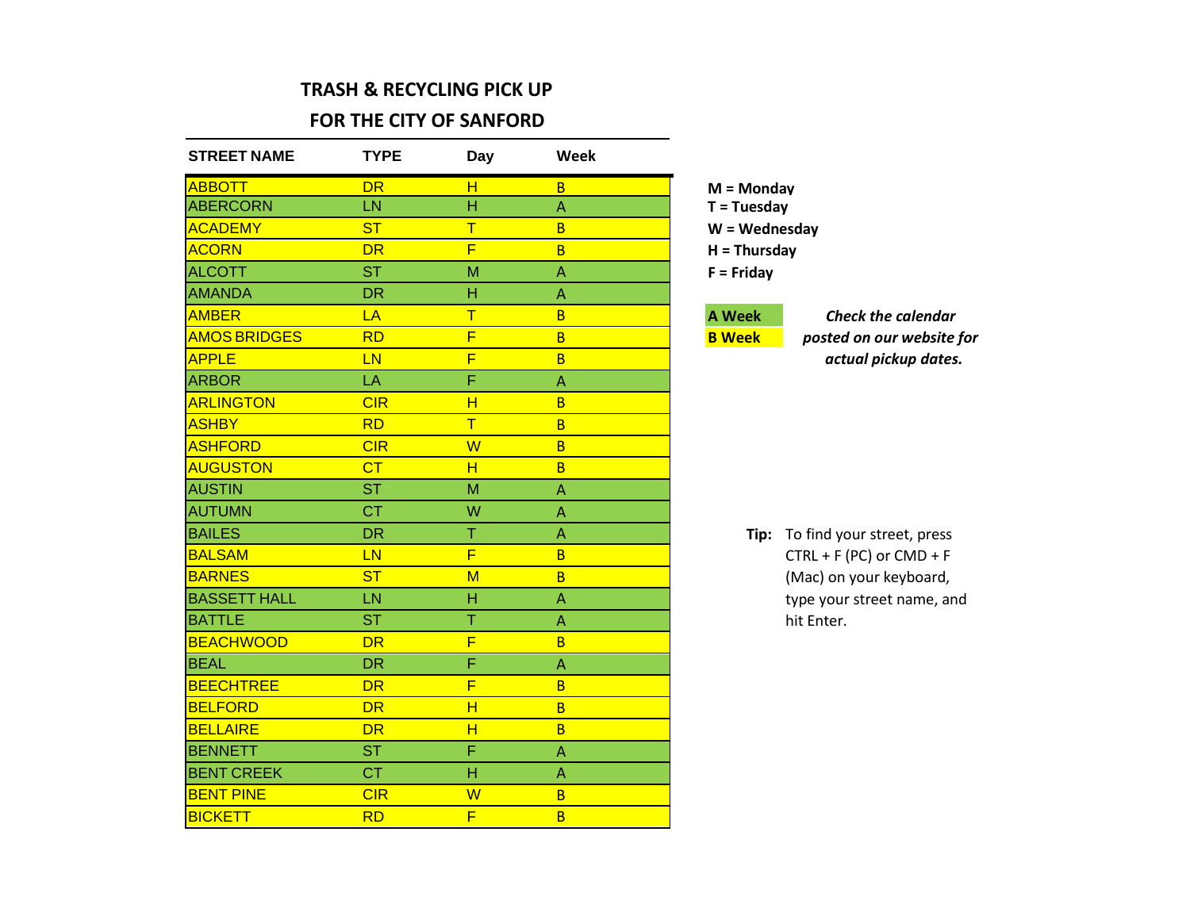# TRASH & RECYCLING PICK UP

## FOR THE CITY OF SANFORD

| STREET NAME | TYPE | Day | Week |
|---|---|---|---|
| ABBOTT | DR | H | B |
| ABERCORN | LN | H | A |
| ACADEMY | ST | T | B |
| ACORN | DR | F | B |
| ALCOTT | ST | M | A |
| AMANDA | DR | H | A |
| AMBER | LA | T | B |
| AMOS BRIDGES | RD | F | B |
| APPLE | LN | F | B |
| ARBOR | LA | F | A |
| ARLINGTON | CIR | H | B |
| ASHBY | RD | T | B |
| ASHFORD | CIR | W | B |
| AUGUSTON | CT | H | B |
| AUSTIN | ST | M | A |
| AUTUMN | CT | W | A |
| BAILES | DR | T | A |
| BALSAM | LN | F | B |
| BARNES | ST | M | B |
| BASSETT HALL | LN | H | A |
| BATTLE | ST | T | A |
| BEACHWOOD | DR | F | B |
| BEAL | DR | F | A |
| BEECHTREE | DR | F | B |
| BELFORD | DR | H | B |
| BELLAIRE | DR | H | B |
| BENNETT | ST | F | A |
| BENT CREEK | CT | H | A |
| BENT PINE | CIR | W | B |
| BICKETT | RD | F | B |

**M = Monday**
**T = Tuesday**
**W = Wednesday**
**H = Thursday**
**F = Friday**

**A Week**
**B Week**

***Check the calendar posted on our website for actual pickup dates.***

**Tip:** To find your street, press CTRL + F (PC) or CMD + F (Mac) on your keyboard, type your street name, and hit Enter.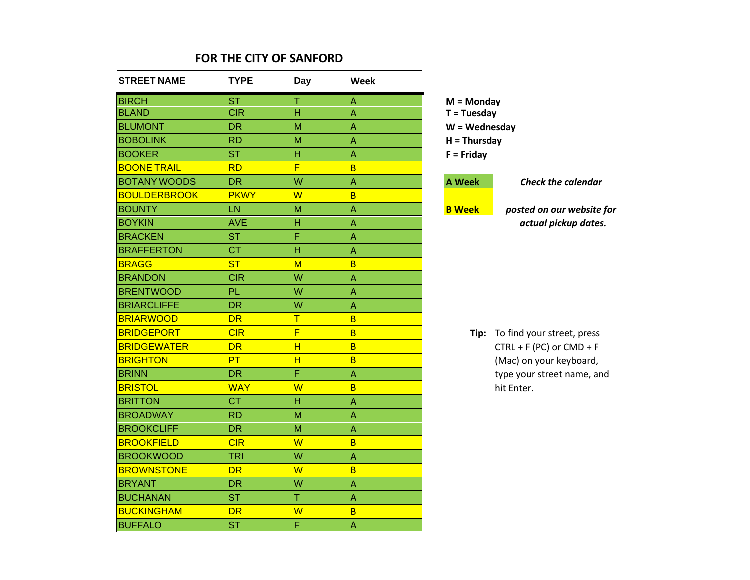## FOR THE CITY OF SANFORD

| STREET NAME | TYPE | Day | Week |
|---|---|---|---|
| BIRCH | ST | T | A |
| BLAND | CIR | H | A |
| BLUMONT | DR | M | A |
| BOBOLINK | RD | M | A |
| BOOKER | ST | H | A |
| BOONE TRAIL | RD | F | B |
| BOTANY WOODS | DR | W | A |
| BOULDERBROOK | PKWY | W | B |
| BOUNTY | LN | M | A |
| BOYKIN | AVE | H | A |
| BRACKEN | ST | F | A |
| BRAFFERTON | CT | H | A |
| BRAGG | ST | M | B |
| BRANDON | CIR | W | A |
| BRENTWOOD | PL | W | A |
| BRIARCLIFFE | DR | W | A |
| BRIARWOOD | DR | T | B |
| BRIDGEPORT | CIR | F | B |
| BRIDGEWATER | DR | H | B |
| BRIGHTON | PT | H | B |
| BRINN | DR | F | A |
| BRISTOL | WAY | W | B |
| BRITTON | CT | H | A |
| BROADWAY | RD | M | A |
| BROOKCLIFF | DR | M | A |
| BROOKFIELD | CIR | W | B |
| BROOKWOOD | TRI | W | A |
| BROWNSTONE | DR | W | B |
| BRYANT | DR | W | A |
| BUCHANAN | ST | T | A |
| BUCKINGHAM | DR | W | B |
| BUFFALO | ST | F | A |

**M = Monday**
**T = Tuesday**
**W = Wednesday**
**H = Thursday**
**F = Friday**

**A Week**

**B Week**

***Check the calendar posted on our website for actual pickup dates.***

**Tip:** To find your street, press CTRL + F (PC) or CMD + F (Mac) on your keyboard, type your street name, and hit Enter.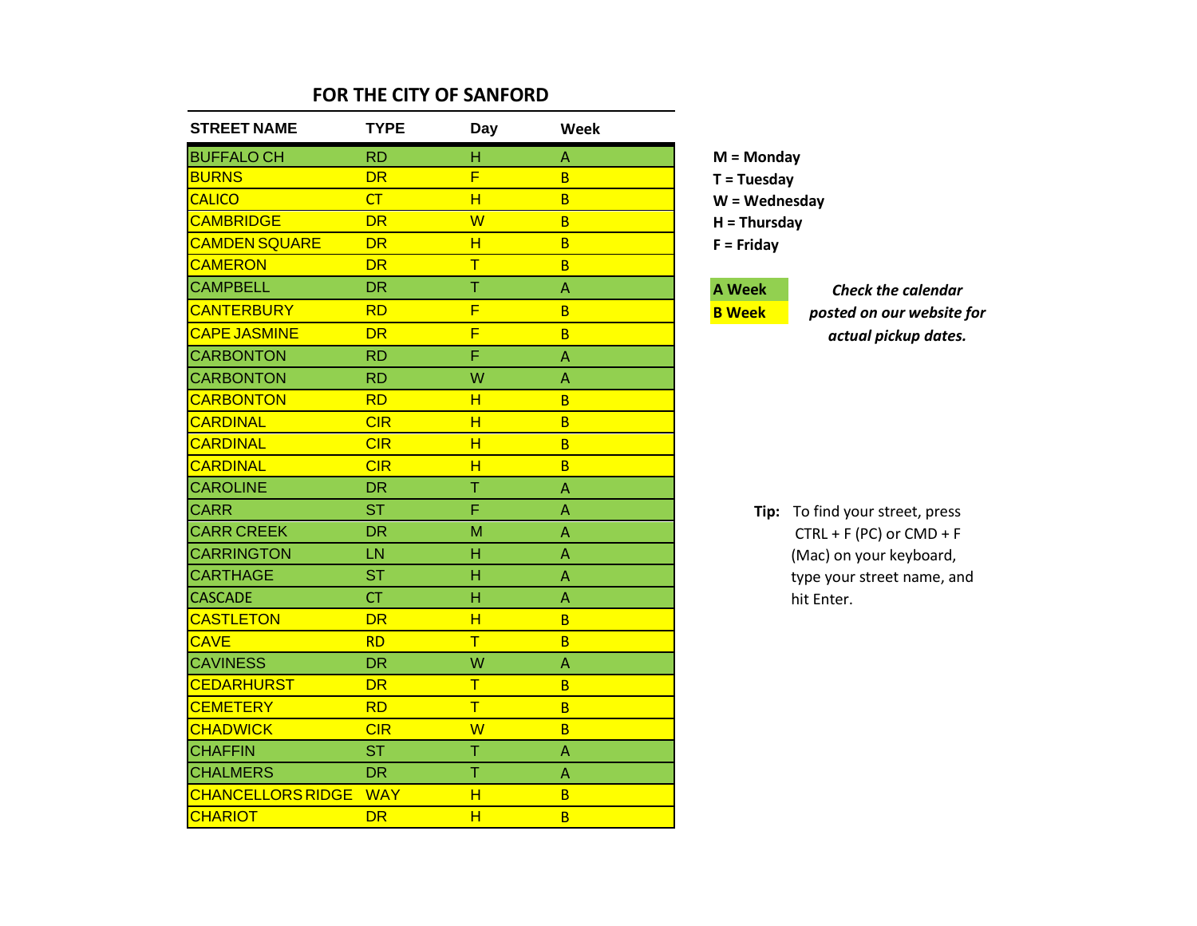## FOR THE CITY OF SANFORD

| STREET NAME | TYPE | Day | Week |
|---|---|---|---|
| BUFFALO CH | RD | H | A |
| BURNS | DR | F | B |
| CALICO | CT | H | B |
| CAMBRIDGE | DR | W | B |
| CAMDEN SQUARE | DR | H | B |
| CAMERON | DR | T | B |
| CAMPBELL | DR | T | A |
| CANTERBURY | RD | F | B |
| CAPE JASMINE | DR | F | B |
| CARBONTON | RD | F | A |
| CARBONTON | RD | W | A |
| CARBONTON | RD | H | B |
| CARDINAL | CIR | H | B |
| CARDINAL | CIR | H | B |
| CARDINAL | CIR | H | B |
| CAROLINE | DR | T | A |
| CARR | ST | F | A |
| CARR CREEK | DR | M | A |
| CARRINGTON | LN | H | A |
| CARTHAGE | ST | H | A |
| CASCADE | CT | H | A |
| CASTLETON | DR | H | B |
| CAVE | RD | T | B |
| CAVINESS | DR | W | A |
| CEDARHURST | DR | T | B |
| CEMETERY | RD | T | B |
| CHADWICK | CIR | W | B |
| CHAFFIN | ST | T | A |
| CHALMERS | DR | T | A |
| CHANCELLORS RIDGE | WAY | H | B |
| CHARIOT | DR | H | B |

**M = Monday**
**T = Tuesday**
**W = Wednesday**
**H = Thursday**
**F = Friday**

**A Week**
**B Week**

***Check the calendar posted on our website for actual pickup dates.***

**Tip:** To find your street, press CTRL + F (PC) or CMD + F (Mac) on your keyboard, type your street name, and hit Enter.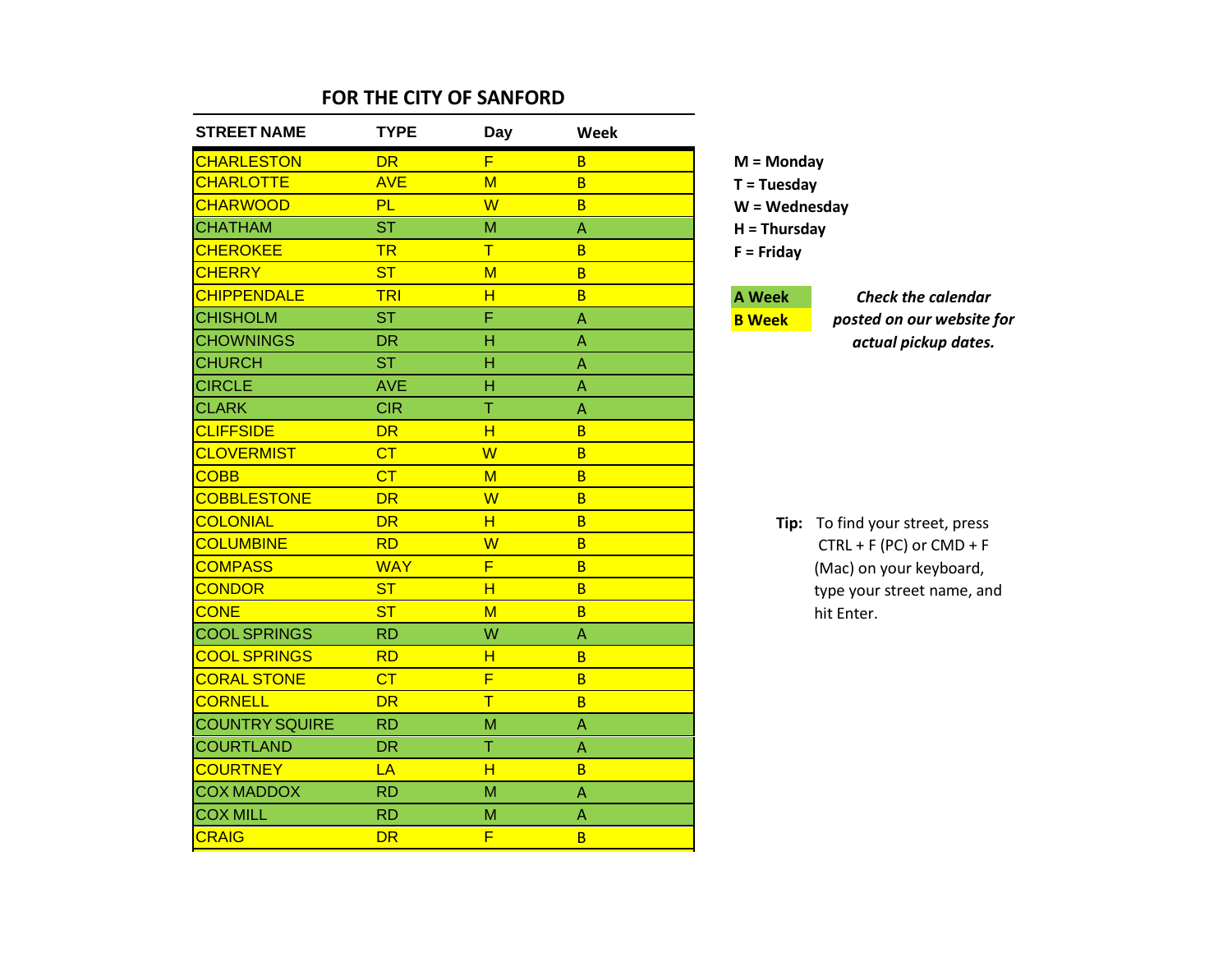## FOR THE CITY OF SANFORD

| STREET NAME | TYPE | Day | Week |
|---|---|---|---|
| CHARLESTON | DR | F | B |
| CHARLOTTE | AVE | M | B |
| CHARWOOD | PL | W | B |
| CHATHAM | ST | M | A |
| CHEROKEE | TR | T | B |
| CHERRY | ST | M | B |
| CHIPPENDALE | TRI | H | B |
| CHISHOLM | ST | F | A |
| CHOWNINGS | DR | H | A |
| CHURCH | ST | H | A |
| CIRCLE | AVE | H | A |
| CLARK | CIR | T | A |
| CLIFFSIDE | DR | H | B |
| CLOVERMIST | CT | W | B |
| COBB | CT | M | B |
| COBBLESTONE | DR | W | B |
| COLONIAL | DR | H | B |
| COLUMBINE | RD | W | B |
| COMPASS | WAY | F | B |
| CONDOR | ST | H | B |
| CONE | ST | M | B |
| COOL SPRINGS | RD | W | A |
| COOL SPRINGS | RD | H | B |
| CORAL STONE | CT | F | B |
| CORNELL | DR | T | B |
| COUNTRY SQUIRE | RD | M | A |
| COURTLAND | DR | T | A |
| COURTNEY | LA | H | B |
| COX MADDOX | RD | M | A |
| COX MILL | RD | M | A |
| CRAIG | DR | F | B |

**M = Monday**
**T = Tuesday**
**W = Wednesday**
**H = Thursday**
**F = Friday**

**A Week**
**B Week**

***Check the calendar posted on our website for actual pickup dates.***

**Tip:** To find your street, press CTRL + F (PC) or CMD + F (Mac) on your keyboard, type your street name, and hit Enter.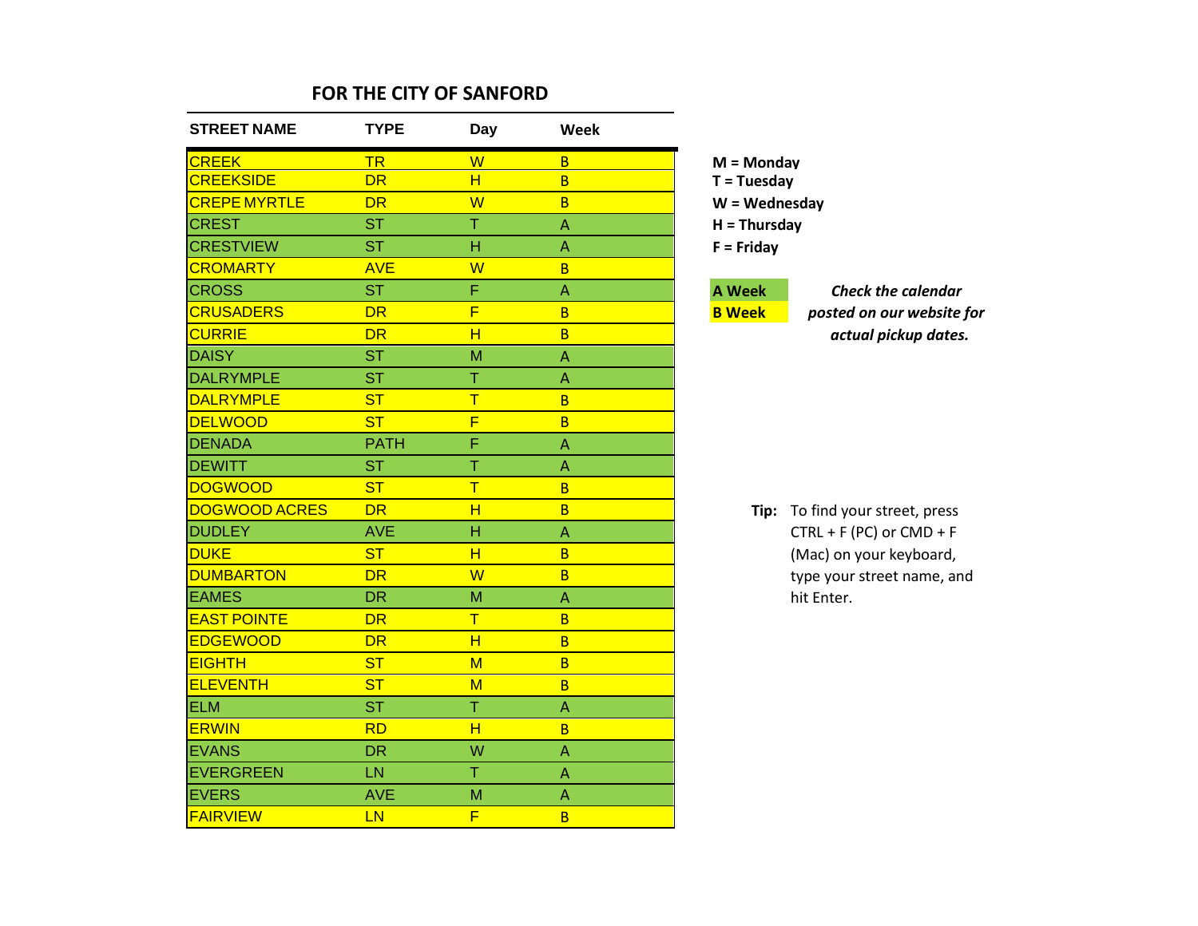## FOR THE CITY OF SANFORD

| STREET NAME | TYPE | Day | Week |
|---|---|---|---|
| CREEK | TR | W | B |
| CREEKSIDE | DR | H | B |
| CREPE MYRTLE | DR | W | B |
| CREST | ST | T | A |
| CRESTVIEW | ST | H | A |
| CROMARTY | AVE | W | B |
| CROSS | ST | F | A |
| CRUSADERS | DR | F | B |
| CURRIE | DR | H | B |
| DAISY | ST | M | A |
| DALRYMPLE | ST | T | A |
| DALRYMPLE | ST | T | B |
| DELWOOD | ST | F | B |
| DENADA | PATH | F | A |
| DEWITT | ST | T | A |
| DOGWOOD | ST | T | B |
| DOGWOOD ACRES | DR | H | B |
| DUDLEY | AVE | H | A |
| DUKE | ST | H | B |
| DUMBARTON | DR | W | B |
| EAMES | DR | M | A |
| EAST POINTE | DR | T | B |
| EDGEWOOD | DR | H | B |
| EIGHTH | ST | M | B |
| ELEVENTH | ST | M | B |
| ELM | ST | T | A |
| ERWIN | RD | H | B |
| EVANS | DR | W | A |
| EVERGREEN | LN | T | A |
| EVERS | AVE | M | A |
| FAIRVIEW | LN | F | B |

**M = Monday**
**T = Tuesday**
**W = Wednesday**
**H = Thursday**
**F = Friday**

**A Week**
**B Week**

***Check the calendar posted on our website for actual pickup dates.***

**Tip:** To find your street, press CTRL + F (PC) or CMD + F (Mac) on your keyboard, type your street name, and hit Enter.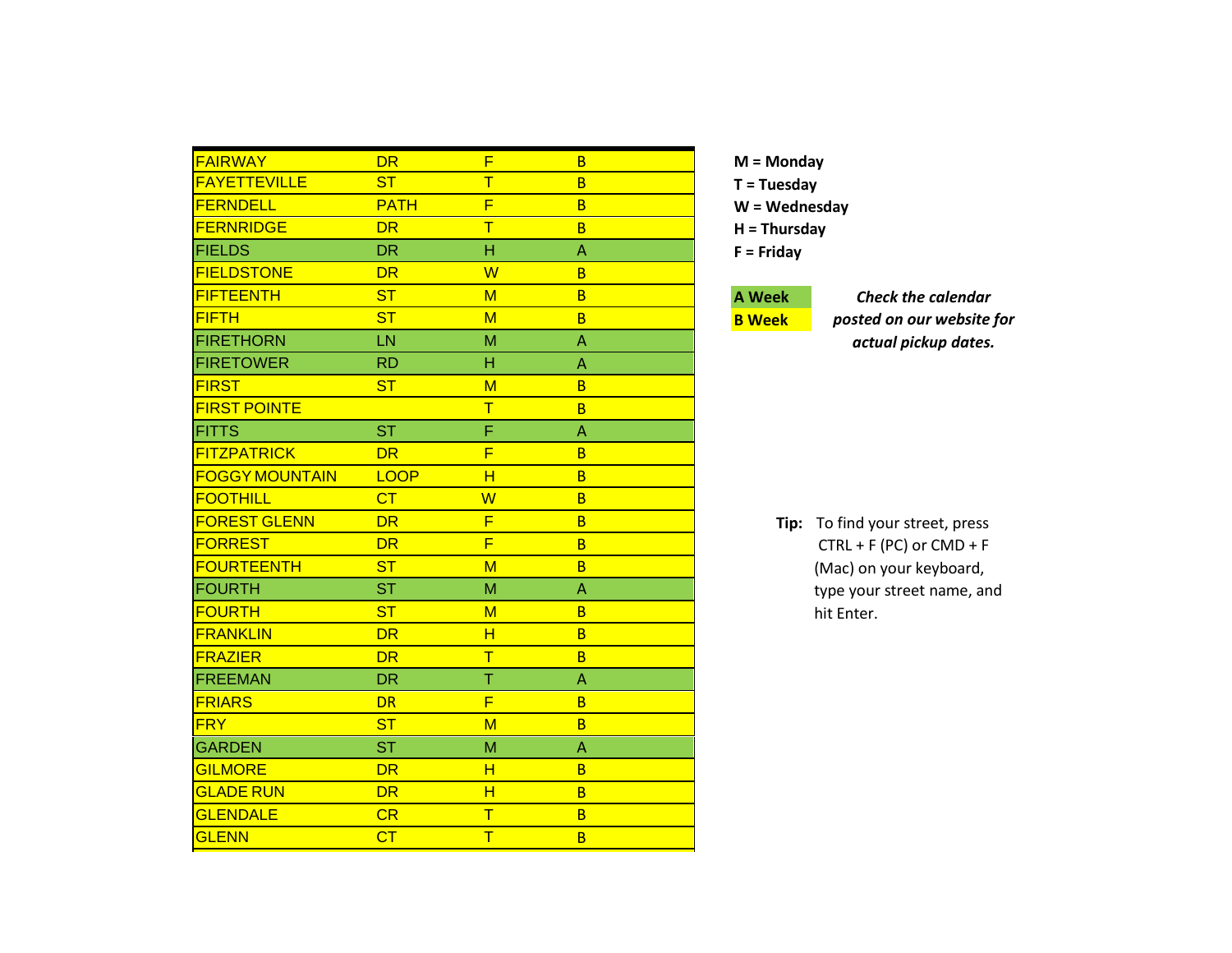| FAIRWAY | DR | F | B |
|---|---|---|---|
| FAYETTEVILLE | ST | T | B |
| FERNDELL | PATH | F | B |
| FERNRIDGE | DR | T | B |
| FIELDS | DR | H | A |
| FIELDSTONE | DR | W | B |
| FIFTEENTH | ST | M | B |
| FIFTH | ST | M | B |
| FIRETHORN | LN | M | A |
| FIRETOWER | RD | H | A |
| FIRST | ST | M | B |
| FIRST POINTE | | T | B |
| FITTS | ST | F | A |
| FITZPATRICK | DR | F | B |
| FOGGY MOUNTAIN | LOOP | H | B |
| FOOTHILL | CT | W | B |
| FOREST GLENN | DR | F | B |
| FORREST | DR | F | B |
| FOURTEENTH | ST | M | B |
| FOURTH | ST | M | A |
| FOURTH | ST | M | B |
| FRANKLIN | DR | H | B |
| FRAZIER | DR | T | B |
| FREEMAN | DR | T | A |
| FRIARS | DR | F | B |
| FRY | ST | M | B |
| GARDEN | ST | M | A |
| GILMORE | DR | H | B |
| GLADE RUN | DR | H | B |
| GLENDALE | CR | T | B |
| GLENN | CT | T | B |

**M = Monday**
**T = Tuesday**
**W = Wednesday**
**H = Thursday**
**F = Friday**

**A Week**
**B Week**

***Check the calendar posted on our website for actual pickup dates.***

**Tip:** To find your street, press CTRL + F (PC) or CMD + F (Mac) on your keyboard, type your street name, and hit Enter.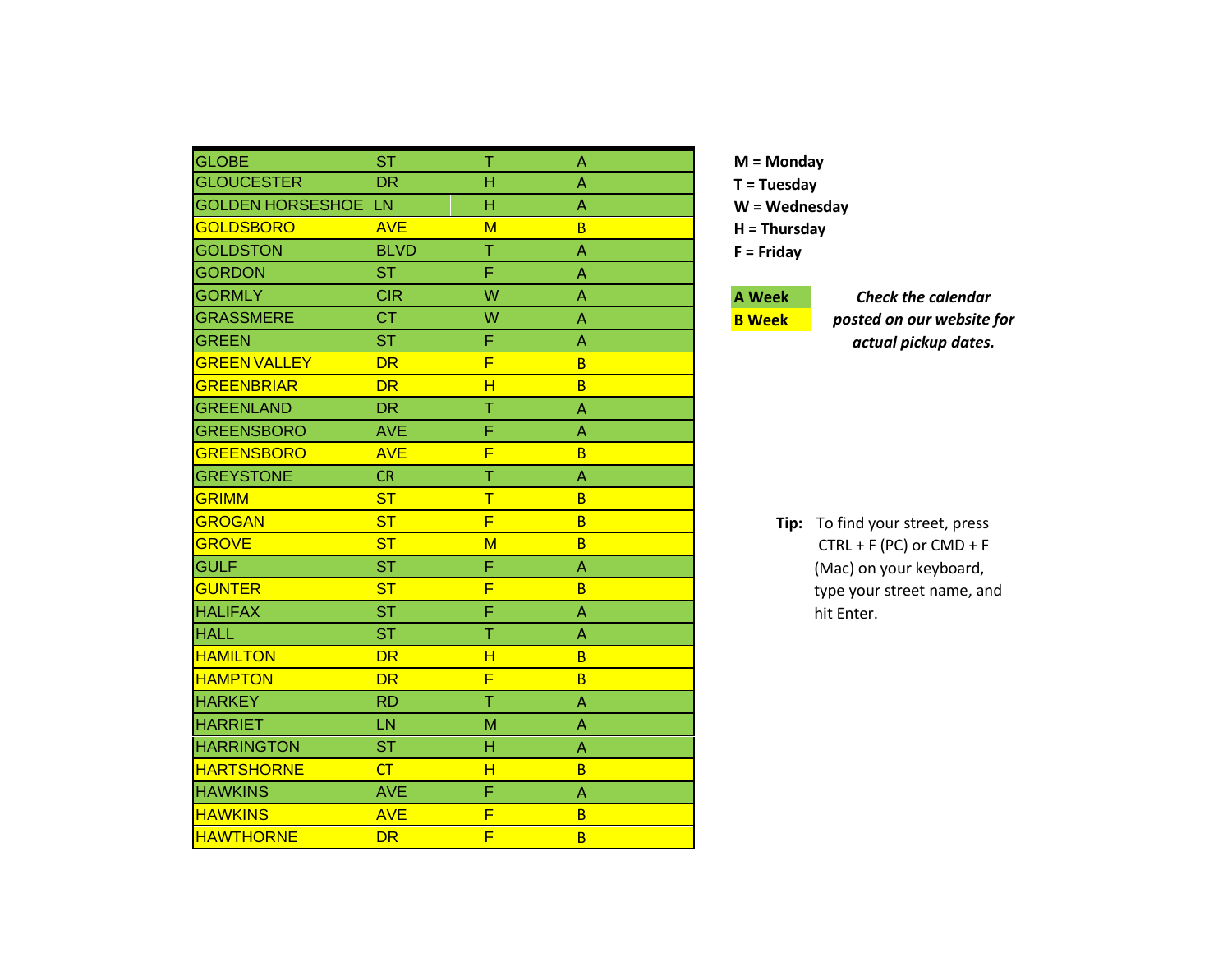| | | | |
|---|---|---|---|
| GLOBE | ST | T | A |
| GLOUCESTER | DR | H | A |
| GOLDEN HORSESHOE | LN | H | A |
| GOLDSBORO | AVE | M | B |
| GOLDSTON | BLVD | T | A |
| GORDON | ST | F | A |
| GORMLY | CIR | W | A |
| GRASSMERE | CT | W | A |
| GREEN | ST | F | A |
| GREEN VALLEY | DR | F | B |
| GREENBRIAR | DR | H | B |
| GREENLAND | DR | T | A |
| GREENSBORO | AVE | F | A |
| GREENSBORO | AVE | F | B |
| GREYSTONE | CR | T | A |
| GRIMM | ST | T | B |
| GROGAN | ST | F | B |
| GROVE | ST | M | B |
| GULF | ST | F | A |
| GUNTER | ST | F | B |
| HALIFAX | ST | F | A |
| HALL | ST | T | A |
| HAMILTON | DR | H | B |
| HAMPTON | DR | F | B |
| HARKEY | RD | T | A |
| HARRIET | LN | M | A |
| HARRINGTON | ST | H | A |
| HARTSHORNE | CT | H | B |
| HAWKINS | AVE | F | A |
| HAWKINS | AVE | F | B |
| HAWTHORNE | DR | F | B |

**M = Monday**
**T = Tuesday**
**W = Wednesday**
**H = Thursday**
**F = Friday**

**A Week**
**B Week**

***Check the calendar posted on our website for actual pickup dates.***

**Tip:** To find your street, press CTRL + F (PC) or CMD + F (Mac) on your keyboard, type your street name, and hit Enter.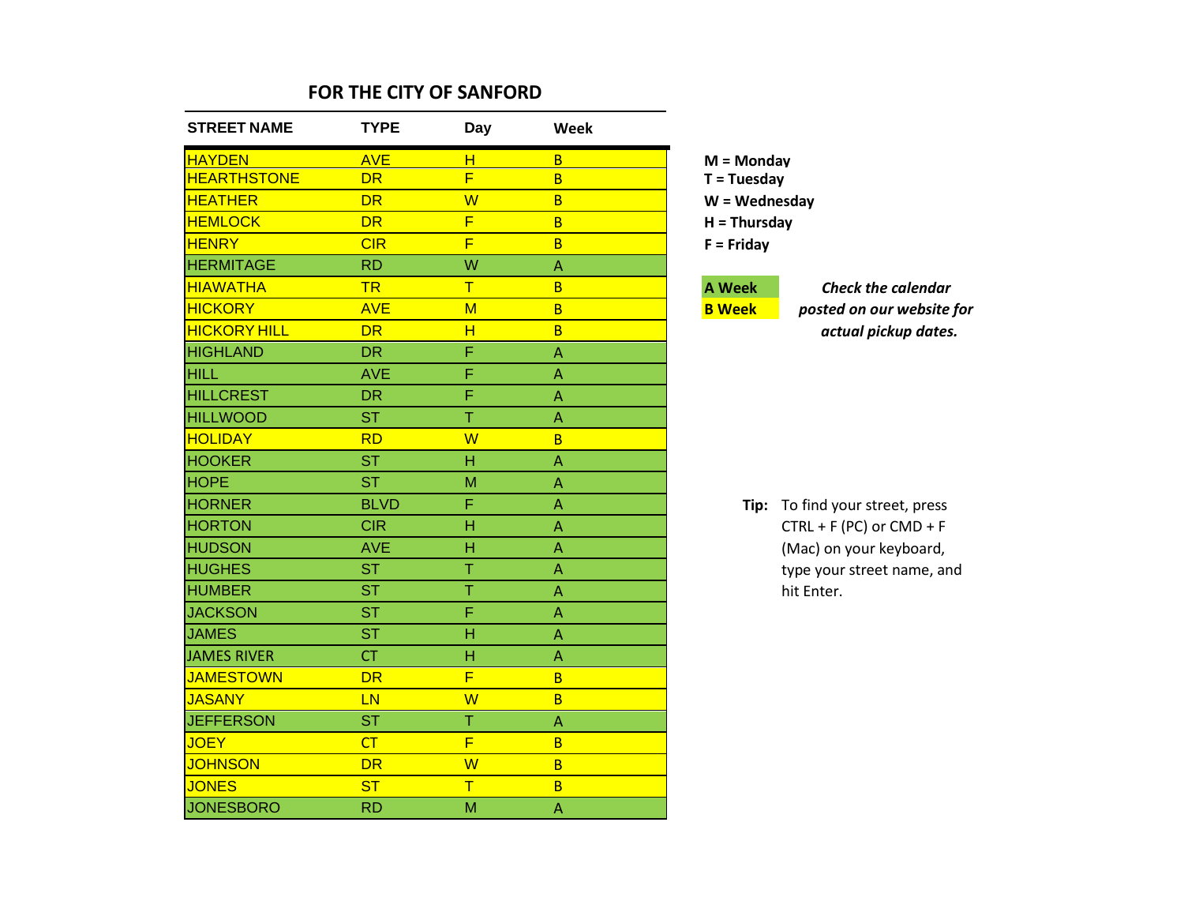## FOR THE CITY OF SANFORD

| STREET NAME | TYPE | Day | Week |
|---|---|---|---|
| HAYDEN | AVE | H | B |
| HEARTHSTONE | DR | F | B |
| HEATHER | DR | W | B |
| HEMLOCK | DR | F | B |
| HENRY | CIR | F | B |
| HERMITAGE | RD | W | A |
| HIAWATHA | TR | T | B |
| HICKORY | AVE | M | B |
| HICKORY HILL | DR | H | B |
| HIGHLAND | DR | F | A |
| HILL | AVE | F | A |
| HILLCREST | DR | F | A |
| HILLWOOD | ST | T | A |
| HOLIDAY | RD | W | B |
| HOOKER | ST | H | A |
| HOPE | ST | M | A |
| HORNER | BLVD | F | A |
| HORTON | CIR | H | A |
| HUDSON | AVE | H | A |
| HUGHES | ST | T | A |
| HUMBER | ST | T | A |
| JACKSON | ST | F | A |
| JAMES | ST | H | A |
| JAMES RIVER | CT | H | A |
| JAMESTOWN | DR | F | B |
| JASANY | LN | W | B |
| JEFFERSON | ST | T | A |
| JOEY | CT | F | B |
| JOHNSON | DR | W | B |
| JONES | ST | T | B |
| JONESBORO | RD | M | A |

**M = Monday**
**T = Tuesday**
**W = Wednesday**
**H = Thursday**
**F = Friday**

**A Week**
**B Week**

***Check the calendar posted on our website for actual pickup dates.***

**Tip:** To find your street, press CTRL + F (PC) or CMD + F (Mac) on your keyboard, type your street name, and hit Enter.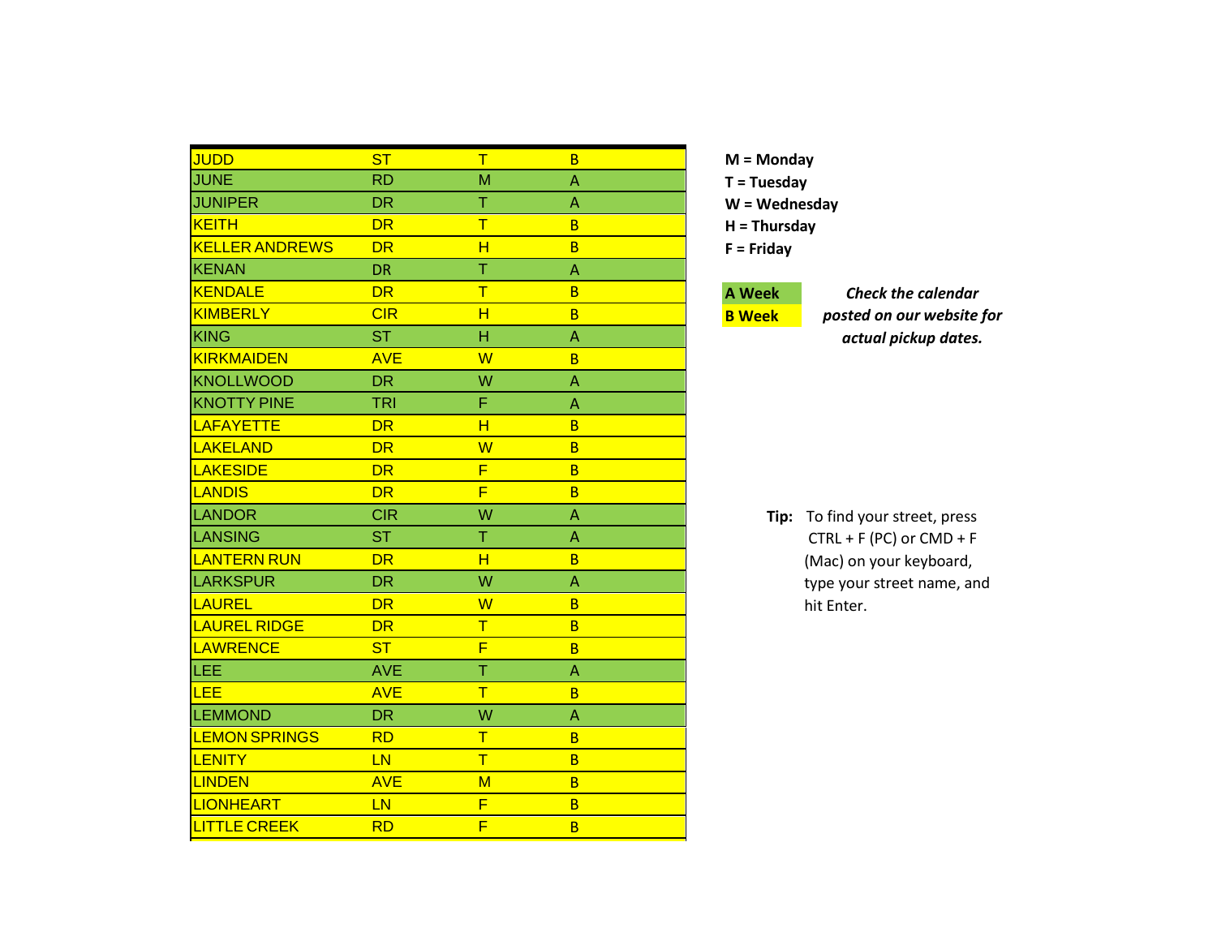| | | | |
|---|---|---|---|
| JUDD | ST | T | B |
| JUNE | RD | M | A |
| JUNIPER | DR | T | A |
| KEITH | DR | T | B |
| KELLER ANDREWS | DR | H | B |
| KENAN | DR | T | A |
| KENDALE | DR | T | B |
| KIMBERLY | CIR | H | B |
| KING | ST | H | A |
| KIRKMAIDEN | AVE | W | B |
| KNOLLWOOD | DR | W | A |
| KNOTTY PINE | TRI | F | A |
| LAFAYETTE | DR | H | B |
| LAKELAND | DR | W | B |
| LAKESIDE | DR | F | B |
| LANDIS | DR | F | B |
| LANDOR | CIR | W | A |
| LANSING | ST | T | A |
| LANTERN RUN | DR | H | B |
| LARKSPUR | DR | W | A |
| LAUREL | DR | W | B |
| LAUREL RIDGE | DR | T | B |
| LAWRENCE | ST | F | B |
| LEE | AVE | T | A |
| LEE | AVE | T | B |
| LEMMOND | DR | W | A |
| LEMON SPRINGS | RD | T | B |
| LENITY | LN | T | B |
| LINDEN | AVE | M | B |
| LIONHEART | LN | F | B |
| LITTLE CREEK | RD | F | B |

**M = Monday**
**T = Tuesday**
**W = Wednesday**
**H = Thursday**
**F = Friday**

**A Week**
**B Week**

***Check the calendar posted on our website for actual pickup dates.***

**Tip:** To find your street, press CTRL + F (PC) or CMD + F (Mac) on your keyboard, type your street name, and hit Enter.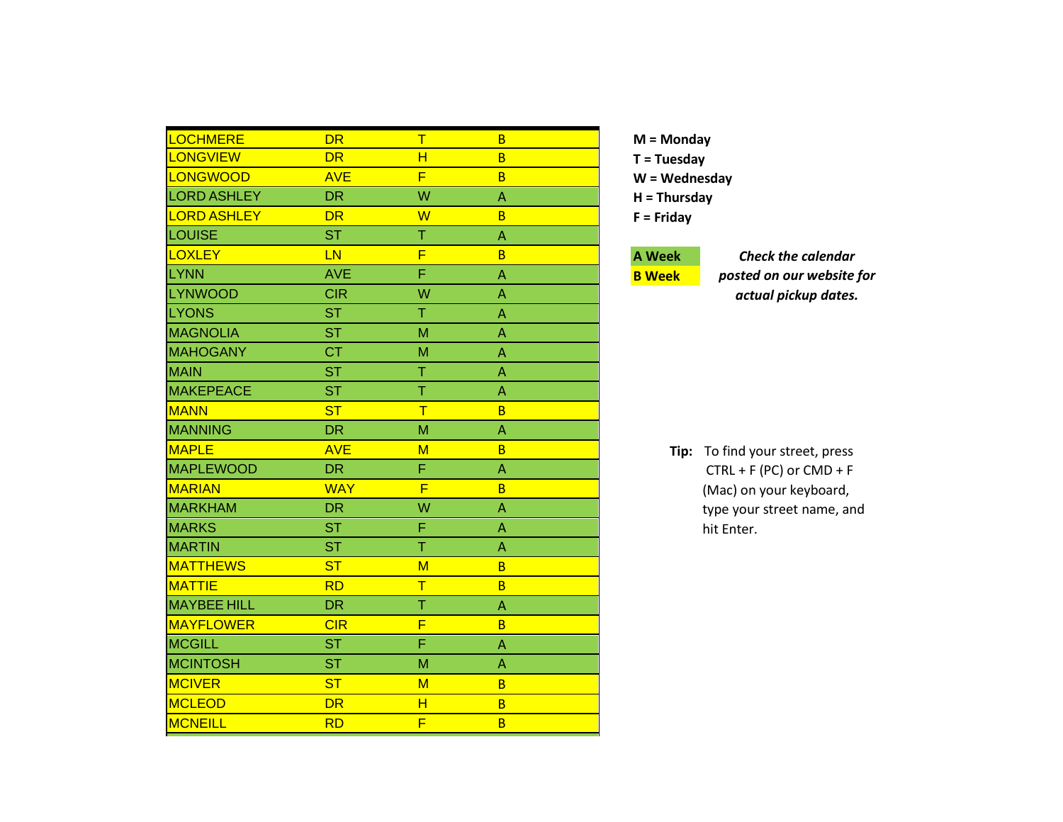| LOCHMERE | DR | T | B |
|---|---|---|---|
| LONGVIEW | DR | H | B |
| LONGWOOD | AVE | F | B |
| LORD ASHLEY | DR | W | A |
| LORD ASHLEY | DR | W | B |
| LOUISE | ST | T | A |
| LOXLEY | LN | F | B |
| LYNN | AVE | F | A |
| LYNWOOD | CIR | W | A |
| LYONS | ST | T | A |
| MAGNOLIA | ST | M | A |
| MAHOGANY | CT | M | A |
| MAIN | ST | T | A |
| MAKEPEACE | ST | T | A |
| MANN | ST | T | B |
| MANNING | DR | M | A |
| MAPLE | AVE | M | B |
| MAPLEWOOD | DR | F | A |
| MARIAN | WAY | F | B |
| MARKHAM | DR | W | A |
| MARKS | ST | F | A |
| MARTIN | ST | T | A |
| MATTHEWS | ST | M | B |
| MATTIE | RD | T | B |
| MAYBEE HILL | DR | T | A |
| MAYFLOWER | CIR | F | B |
| MCGILL | ST | F | A |
| MCINTOSH | ST | M | A |
| MCIVER | ST | M | B |
| MCLEOD | DR | H | B |
| MCNEILL | RD | F | B |

**M = Monday**
**T = Tuesday**
**W = Wednesday**
**H = Thursday**
**F = Friday**

**A Week**
**B Week**

***Check the calendar posted on our website for actual pickup dates.***

**Tip:** To find your street, press CTRL + F (PC) or CMD + F (Mac) on your keyboard, type your street name, and hit Enter.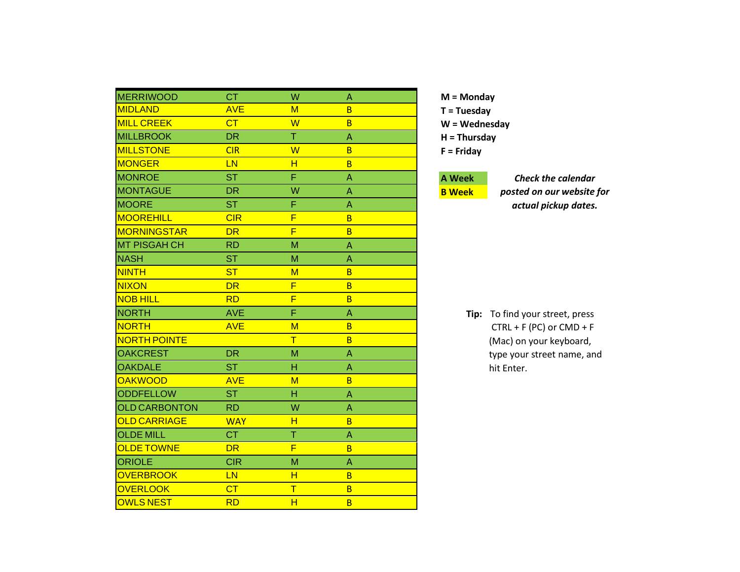| | | | |
|---|---|---|---|
| MERRIWOOD | CT | W | A |
| MIDLAND | AVE | M | B |
| MILL CREEK | CT | W | B |
| MILLBROOK | DR | T | A |
| MILLSTONE | CIR | W | B |
| MONGER | LN | H | B |
| MONROE | ST | F | A |
| MONTAGUE | DR | W | A |
| MOORE | ST | F | A |
| MOOREHILL | CIR | F | B |
| MORNINGSTAR | DR | F | B |
| MT PISGAH CH | RD | M | A |
| NASH | ST | M | A |
| NINTH | ST | M | B |
| NIXON | DR | F | B |
| NOB HILL | RD | F | B |
| NORTH | AVE | F | A |
| NORTH | AVE | M | B |
| NORTH POINTE | | T | B |
| OAKCREST | DR | M | A |
| OAKDALE | ST | H | A |
| OAKWOOD | AVE | M | B |
| ODDFELLOW | ST | H | A |
| OLD CARBONTON | RD | W | A |
| OLD CARRIAGE | WAY | H | B |
| OLDE MILL | CT | T | A |
| OLDE TOWNE | DR | F | B |
| ORIOLE | CIR | M | A |
| OVERBROOK | LN | H | B |
| OVERLOOK | CT | T | B |
| OWLS NEST | RD | H | B |

**M = Monday**
**T = Tuesday**
**W = Wednesday**
**H = Thursday**
**F = Friday**

**A Week**
**B Week**

***Check the calendar posted on our website for actual pickup dates.***

**Tip:** To find your street, press CTRL + F (PC) or CMD + F (Mac) on your keyboard, type your street name, and hit Enter.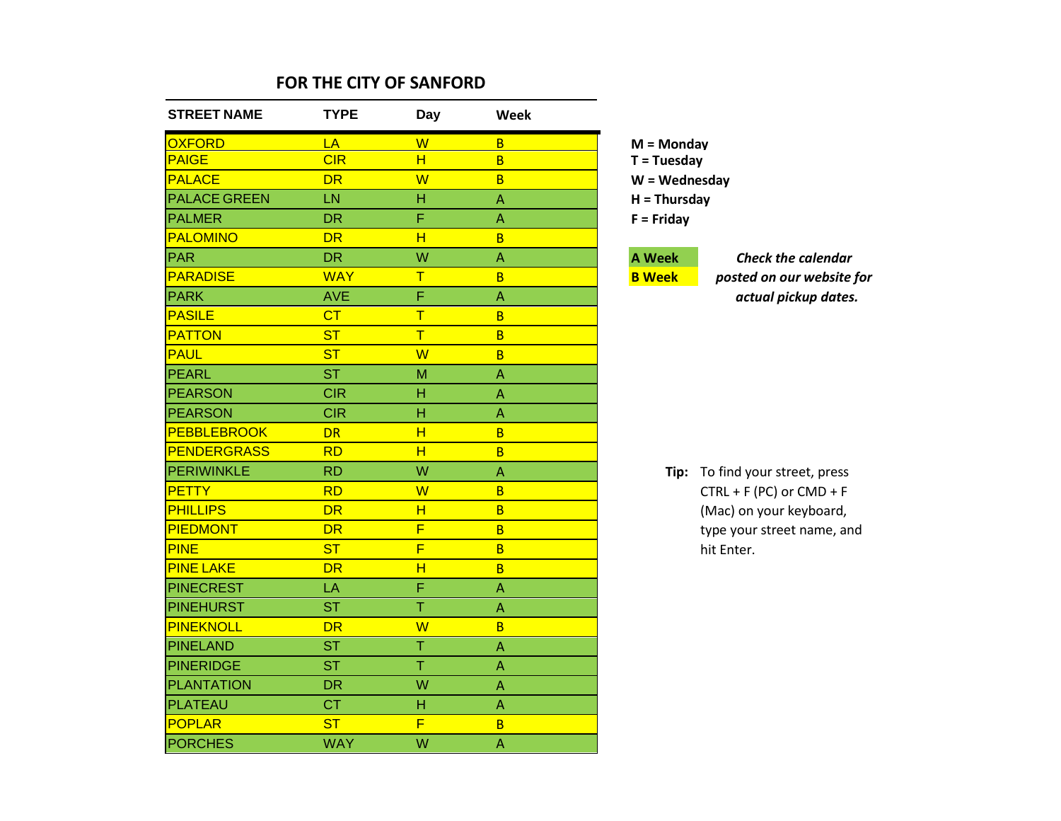## FOR THE CITY OF SANFORD

| STREET NAME | TYPE | Day | Week |
|---|---|---|---|
| OXFORD | LA | W | B |
| PAIGE | CIR | H | B |
| PALACE | DR | W | B |
| PALACE GREEN | LN | H | A |
| PALMER | DR | F | A |
| PALOMINO | DR | H | B |
| PAR | DR | W | A |
| PARADISE | WAY | T | B |
| PARK | AVE | F | A |
| PASILE | CT | T | B |
| PATTON | ST | T | B |
| PAUL | ST | W | B |
| PEARL | ST | M | A |
| PEARSON | CIR | H | A |
| PEARSON | CIR | H | A |
| PEBBLEBROOK | DR | H | B |
| PENDERGRASS | RD | H | B |
| PERIWINKLE | RD | W | A |
| PETTY | RD | W | B |
| PHILLIPS | DR | H | B |
| PIEDMONT | DR | F | B |
| PINE | ST | F | B |
| PINE LAKE | DR | H | B |
| PINECREST | LA | F | A |
| PINEHURST | ST | T | A |
| PINEKNOLL | DR | W | B |
| PINELAND | ST | T | A |
| PINERIDGE | ST | T | A |
| PLANTATION | DR | W | A |
| PLATEAU | CT | H | A |
| POPLAR | ST | F | B |
| PORCHES | WAY | W | A |

**M = Monday**
**T = Tuesday**
**W = Wednesday**
**H = Thursday**
**F = Friday**

**A Week**
**B Week**

***Check the calendar posted on our website for actual pickup dates.***

**Tip:** To find your street, press CTRL + F (PC) or CMD + F (Mac) on your keyboard, type your street name, and hit Enter.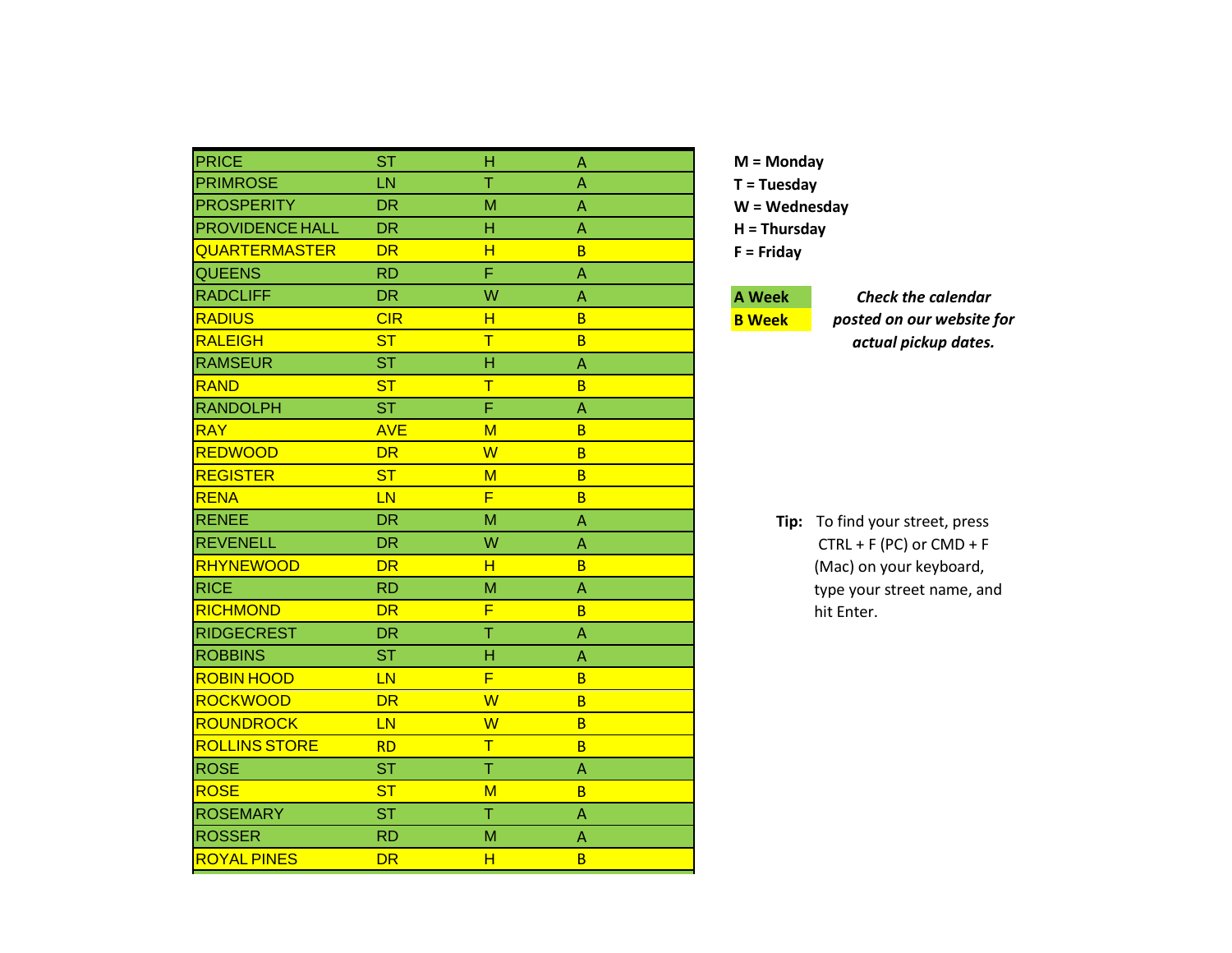| | | | |
|---|---|---|---|
| PRICE | ST | H | A |
| PRIMROSE | LN | T | A |
| PROSPERITY | DR | M | A |
| PROVIDENCE HALL | DR | H | A |
| QUARTERMASTER | DR | H | B |
| QUEENS | RD | F | A |
| RADCLIFF | DR | W | A |
| RADIUS | CIR | H | B |
| RALEIGH | ST | T | B |
| RAMSEUR | ST | H | A |
| RAND | ST | T | B |
| RANDOLPH | ST | F | A |
| RAY | AVE | M | B |
| REDWOOD | DR | W | B |
| REGISTER | ST | M | B |
| RENA | LN | F | B |
| RENEE | DR | M | A |
| REVENELL | DR | W | A |
| RHYNEWOOD | DR | H | B |
| RICE | RD | M | A |
| RICHMOND | DR | F | B |
| RIDGECREST | DR | T | A |
| ROBBINS | ST | H | A |
| ROBIN HOOD | LN | F | B |
| ROCKWOOD | DR | W | B |
| ROUNDROCK | LN | W | B |
| ROLLINS STORE | RD | T | B |
| ROSE | ST | T | A |
| ROSE | ST | M | B |
| ROSEMARY | ST | T | A |
| ROSSER | RD | M | A |
| ROYAL PINES | DR | H | B |

**M = Monday**
**T = Tuesday**
**W = Wednesday**
**H = Thursday**
**F = Friday**

**A Week**
**B Week**

***Check the calendar posted on our website for actual pickup dates.***

**Tip:** To find your street, press CTRL + F (PC) or CMD + F (Mac) on your keyboard, type your street name, and hit Enter.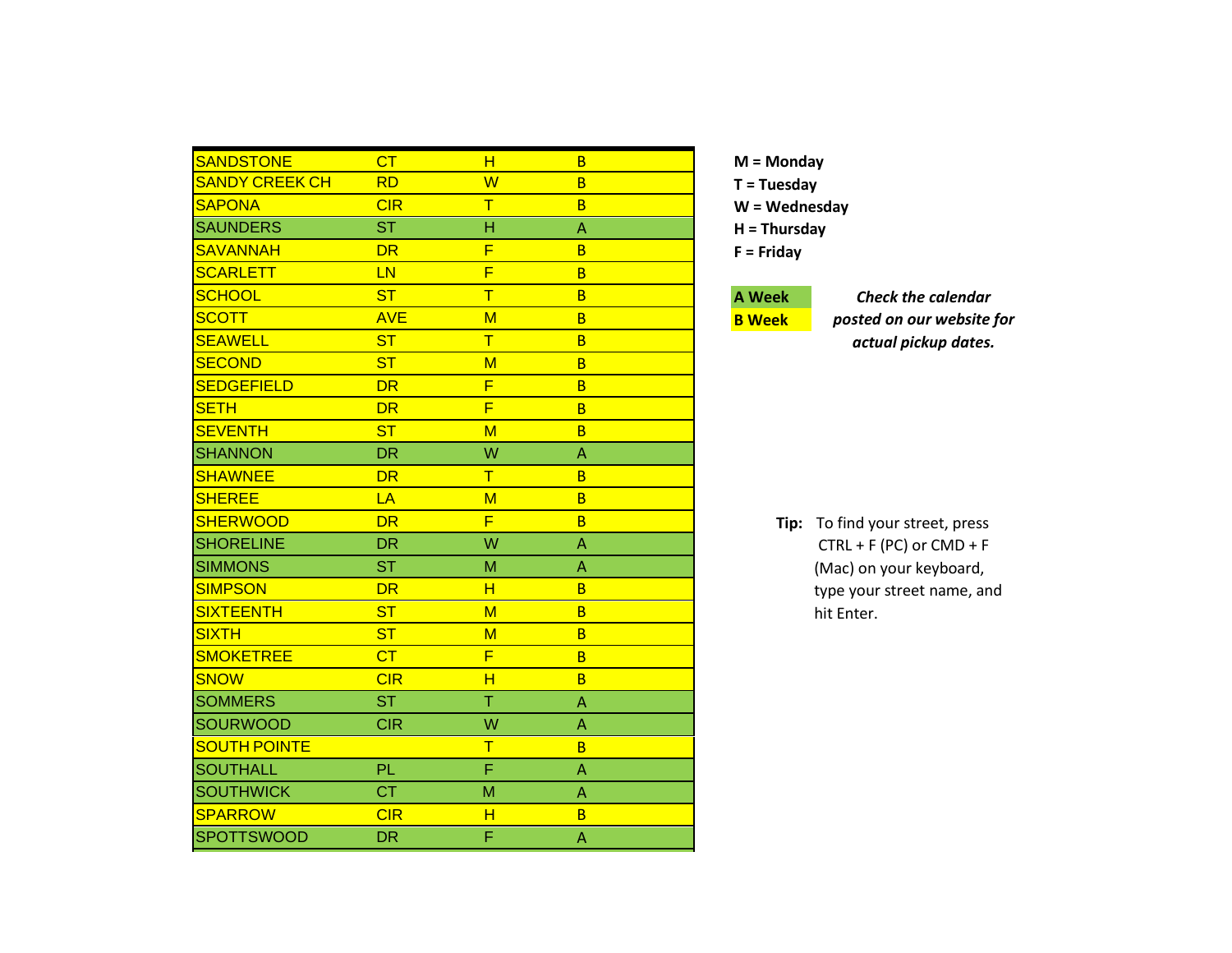| SANDSTONE | CT | H | B |
|---|---|---|---|
| SANDY CREEK CH | RD | W | B |
| SAPONA | CIR | T | B |
| SAUNDERS | ST | H | A |
| SAVANNAH | DR | F | B |
| SCARLETT | LN | F | B |
| SCHOOL | ST | T | B |
| SCOTT | AVE | M | B |
| SEAWELL | ST | T | B |
| SECOND | ST | M | B |
| SEDGEFIELD | DR | F | B |
| SETH | DR | F | B |
| SEVENTH | ST | M | B |
| SHANNON | DR | W | A |
| SHAWNEE | DR | T | B |
| SHEREE | LA | M | B |
| SHERWOOD | DR | F | B |
| SHORELINE | DR | W | A |
| SIMMONS | ST | M | A |
| SIMPSON | DR | H | B |
| SIXTEENTH | ST | M | B |
| SIXTH | ST | M | B |
| SMOKETREE | CT | F | B |
| SNOW | CIR | H | B |
| SOMMERS | ST | T | A |
| SOURWOOD | CIR | W | A |
| SOUTH POINTE | | T | B |
| SOUTHALL | PL | F | A |
| SOUTHWICK | CT | M | A |
| SPARROW | CIR | H | B |
| SPOTTSWOOD | DR | F | A |

**M = Monday**
**T = Tuesday**
**W = Wednesday**
**H = Thursday**
**F = Friday**

**A Week**
**B Week**

***Check the calendar posted on our website for actual pickup dates.***

**Tip:** To find your street, press CTRL + F (PC) or CMD + F (Mac) on your keyboard, type your street name, and hit Enter.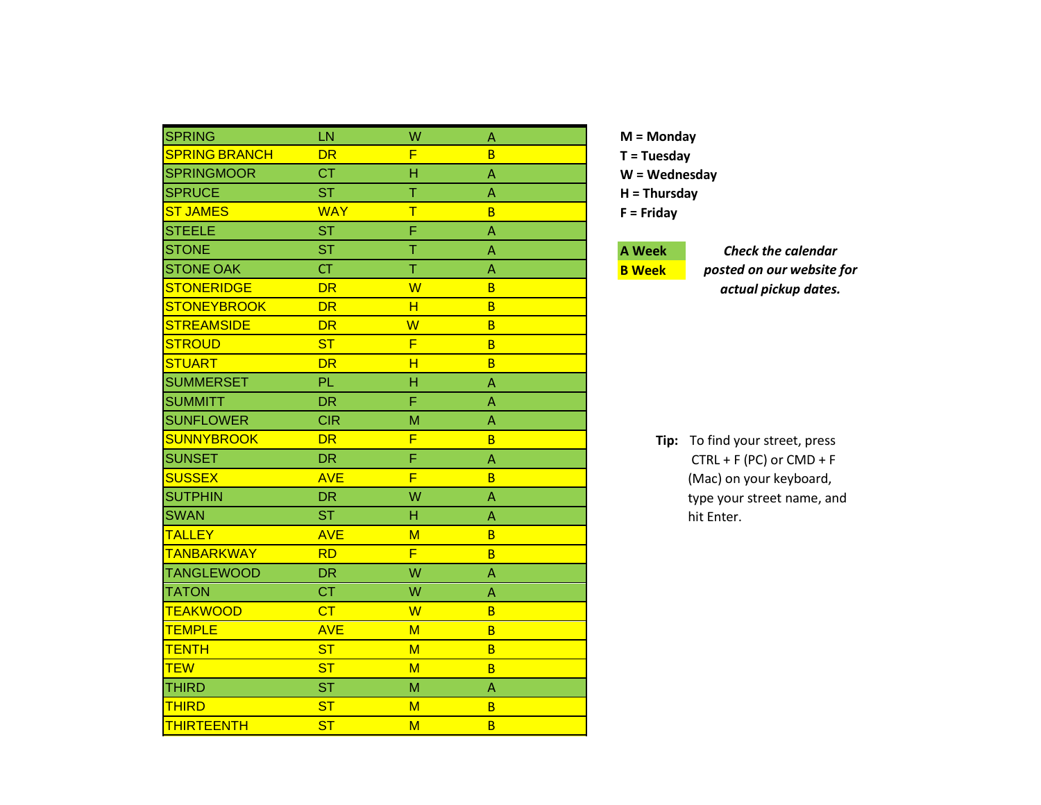| SPRING | LN | W | A |
|---|---|---|---|
| SPRING BRANCH | DR | F | B |
| SPRINGMOOR | CT | H | A |
| SPRUCE | ST | T | A |
| ST JAMES | WAY | T | B |
| STEELE | ST | F | A |
| STONE | ST | T | A |
| STONE OAK | CT | T | A |
| STONERIDGE | DR | W | B |
| STONEYBROOK | DR | H | B |
| STREAMSIDE | DR | W | B |
| STROUD | ST | F | B |
| STUART | DR | H | B |
| SUMMERSET | PL | H | A |
| SUMMITT | DR | F | A |
| SUNFLOWER | CIR | M | A |
| SUNNYBROOK | DR | F | B |
| SUNSET | DR | F | A |
| SUSSEX | AVE | F | B |
| SUTPHIN | DR | W | A |
| SWAN | ST | H | A |
| TALLEY | AVE | M | B |
| TANBARKWAY | RD | F | B |
| TANGLEWOOD | DR | W | A |
| TATON | CT | W | A |
| TEAKWOOD | CT | W | B |
| TEMPLE | AVE | M | B |
| TENTH | ST | M | B |
| TEW | ST | M | B |
| THIRD | ST | M | A |
| THIRD | ST | M | B |
| THIRTEENTH | ST | M | B |

**M = Monday**
**T = Tuesday**
**W = Wednesday**
**H = Thursday**
**F = Friday**

**A Week**
**B Week**

***Check the calendar posted on our website for actual pickup dates.***

**Tip:** To find your street, press CTRL + F (PC) or CMD + F (Mac) on your keyboard, type your street name, and hit Enter.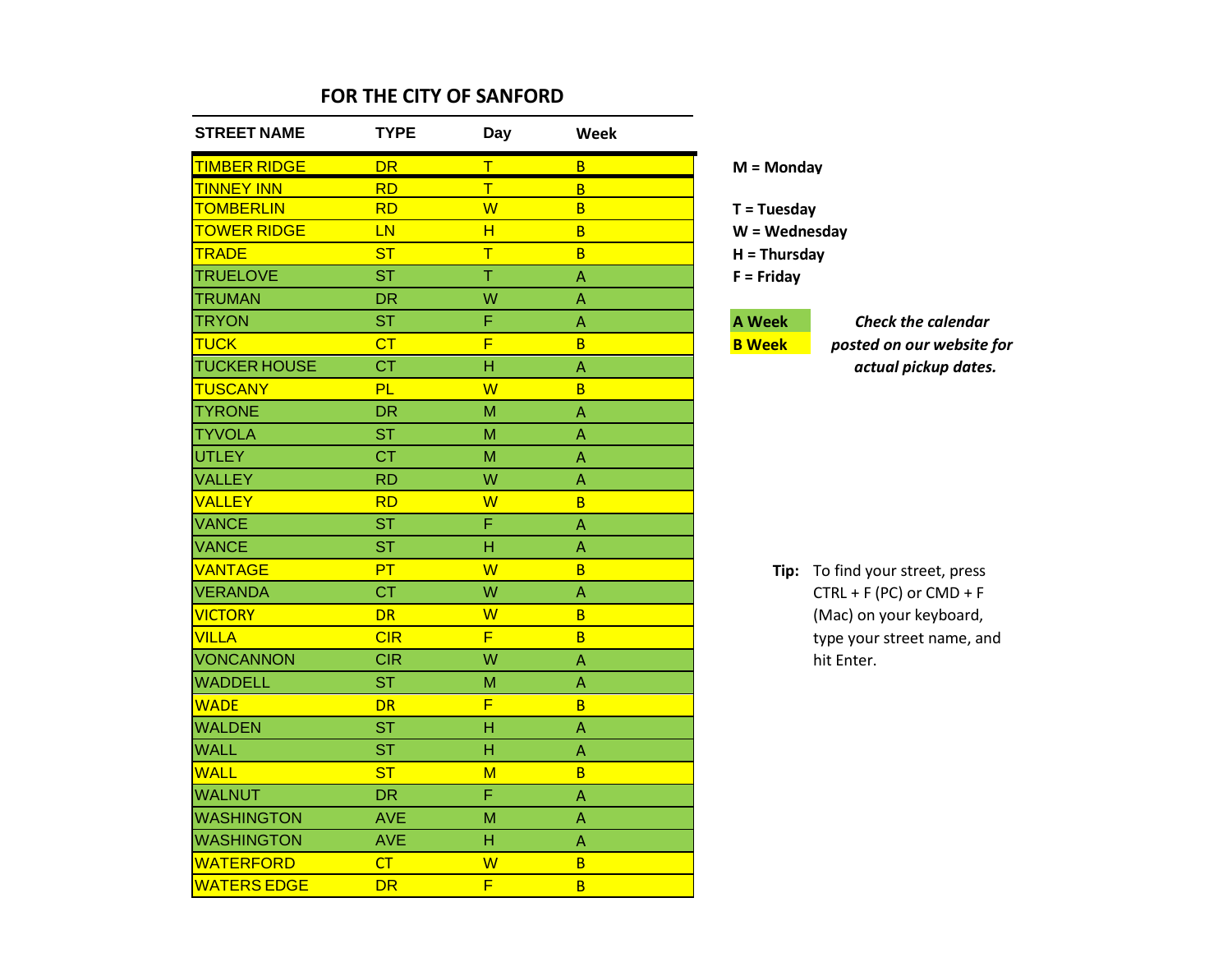## FOR THE CITY OF SANFORD

| STREET NAME | TYPE | Day | Week |
|---|---|---|---|
| TIMBER RIDGE | DR | T | B |
| TINNEY INN | RD | T | B |
| TOMBERLIN | RD | W | B |
| TOWER RIDGE | LN | H | B |
| TRADE | ST | T | B |
| TRUELOVE | ST | T | A |
| TRUMAN | DR | W | A |
| TRYON | ST | F | A |
| TUCK | CT | F | B |
| TUCKER HOUSE | CT | H | A |
| TUSCANY | PL | W | B |
| TYRONE | DR | M | A |
| TYVOLA | ST | M | A |
| UTLEY | CT | M | A |
| VALLEY | RD | W | A |
| VALLEY | RD | W | B |
| VANCE | ST | F | A |
| VANCE | ST | H | A |
| VANTAGE | PT | W | B |
| VERANDA | CT | W | A |
| VICTORY | DR | W | B |
| VILLA | CIR | F | B |
| VONCANNON | CIR | W | A |
| WADDELL | ST | M | A |
| WADE | DR | F | B |
| WALDEN | ST | H | A |
| WALL | ST | H | A |
| WALL | ST | M | B |
| WALNUT | DR | F | A |
| WASHINGTON | AVE | M | A |
| WASHINGTON | AVE | H | A |
| WATERFORD | CT | W | B |
| WATERS EDGE | DR | F | B |

**M = Monday**

**T = Tuesday**
**W = Wednesday**
**H = Thursday**
**F = Friday**

**A Week**
**B Week**

***Check the calendar posted on our website for actual pickup dates.***

**Tip:** To find your street, press CTRL + F (PC) or CMD + F (Mac) on your keyboard, type your street name, and hit Enter.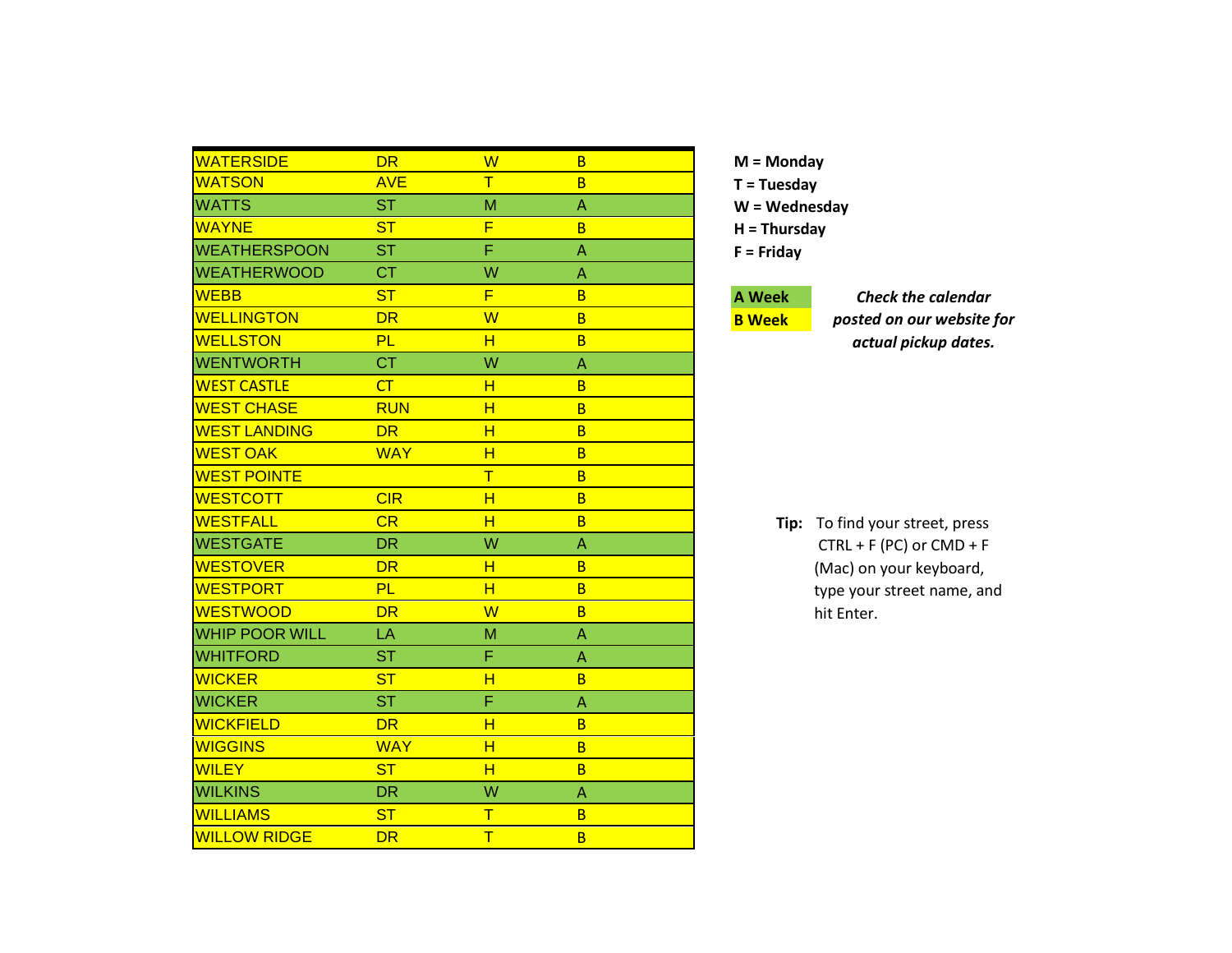| | | | |
|---|---|---|---|
| WATERSIDE | DR | W | B |
| WATSON | AVE | T | B |
| WATTS | ST | M | A |
| WAYNE | ST | F | B |
| WEATHERSPOON | ST | F | A |
| WEATHERWOOD | CT | W | A |
| WEBB | ST | F | B |
| WELLINGTON | DR | W | B |
| WELLSTON | PL | H | B |
| WENTWORTH | CT | W | A |
| WEST CASTLE | CT | H | B |
| WEST CHASE | RUN | H | B |
| WEST LANDING | DR | H | B |
| WEST OAK | WAY | H | B |
| WEST POINTE | | T | B |
| WESTCOTT | CIR | H | B |
| WESTFALL | CR | H | B |
| WESTGATE | DR | W | A |
| WESTOVER | DR | H | B |
| WESTPORT | PL | H | B |
| WESTWOOD | DR | W | B |
| WHIP POOR WILL | LA | M | A |
| WHITFORD | ST | F | A |
| WICKER | ST | H | B |
| WICKER | ST | F | A |
| WICKFIELD | DR | H | B |
| WIGGINS | WAY | H | B |
| WILEY | ST | H | B |
| WILKINS | DR | W | A |
| WILLIAMS | ST | T | B |
| WILLOW RIDGE | DR | T | B |

**M = Monday**
**T = Tuesday**
**W = Wednesday**
**H = Thursday**
**F = Friday**

**A Week**
**B Week**

***Check the calendar posted on our website for actual pickup dates.***

**Tip:** To find your street, press CTRL + F (PC) or CMD + F (Mac) on your keyboard, type your street name, and hit Enter.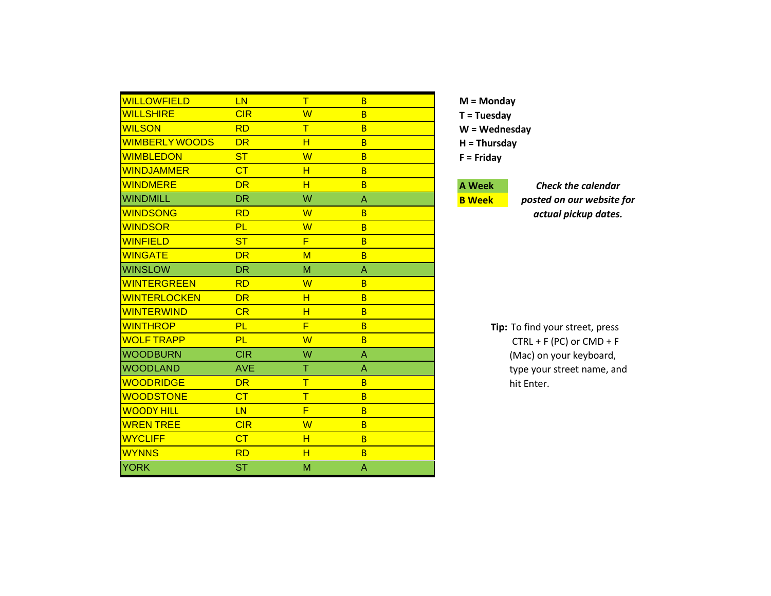| | | | |
|---|---|---|---|
| WILLOWFIELD | LN | T | B |
| WILLSHIRE | CIR | W | B |
| WILSON | RD | T | B |
| WIMBERLY WOODS | DR | H | B |
| WIMBLEDON | ST | W | B |
| WINDJAMMER | CT | H | B |
| WINDMERE | DR | H | B |
| WINDMILL | DR | W | A |
| WINDSONG | RD | W | B |
| WINDSOR | PL | W | B |
| WINFIELD | ST | F | B |
| WINGATE | DR | M | B |
| WINSLOW | DR | M | A |
| WINTERGREEN | RD | W | B |
| WINTERLOCKEN | DR | H | B |
| WINTERWIND | CR | H | B |
| WINTHROP | PL | F | B |
| WOLF TRAPP | PL | W | B |
| WOODBURN | CIR | W | A |
| WOODLAND | AVE | T | A |
| WOODRIDGE | DR | T | B |
| WOODSTONE | CT | T | B |
| WOODY HILL | LN | F | B |
| WREN TREE | CIR | W | B |
| WYCLIFF | CT | H | B |
| WYNNS | RD | H | B |
| YORK | ST | M | A |

**M = Monday**
**T = Tuesday**
**W = Wednesday**
**H = Thursday**
**F = Friday**

**A Week**
**B Week**

***Check the calendar posted on our website for actual pickup dates.***

**Tip:** To find your street, press CTRL + F (PC) or CMD + F (Mac) on your keyboard, type your street name, and hit Enter.